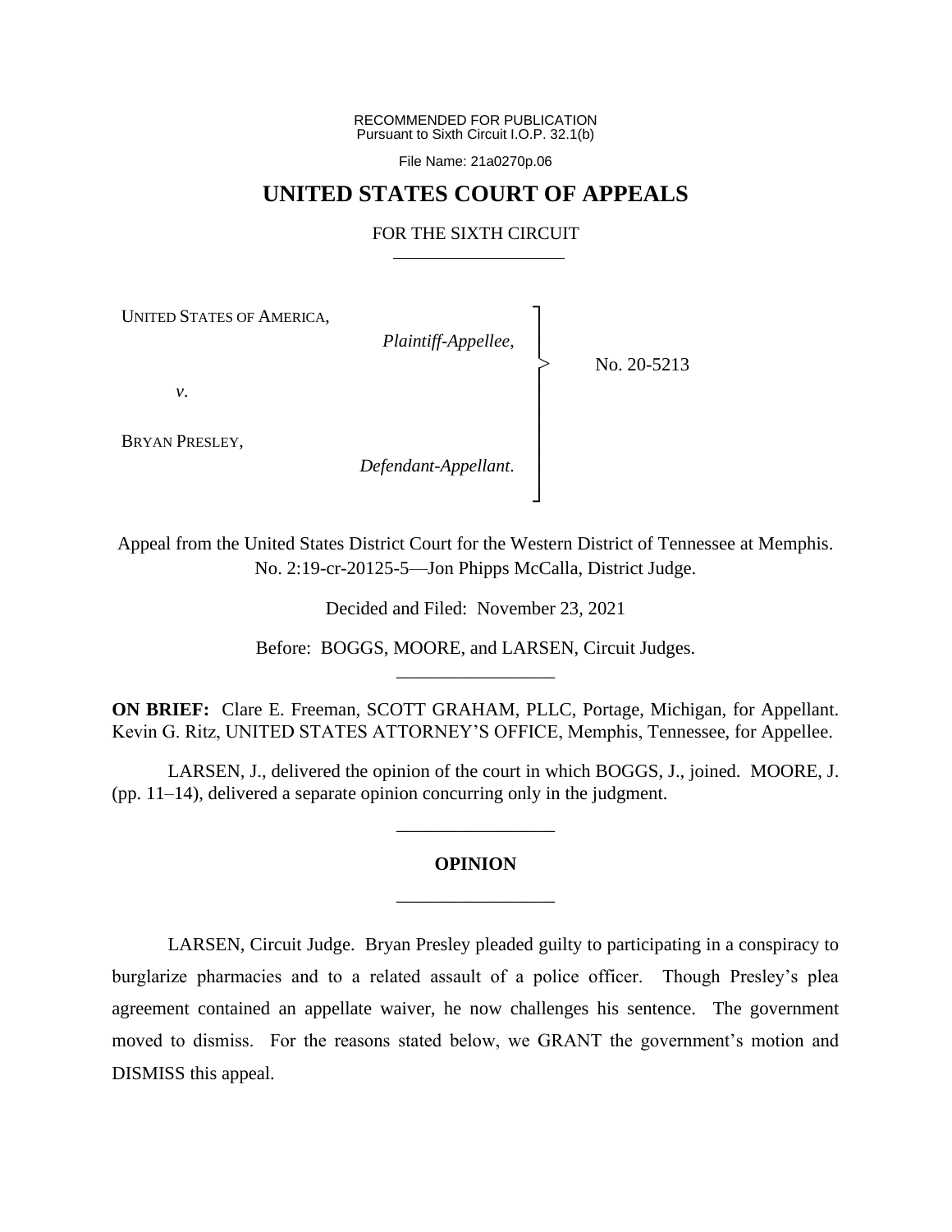RECOMMENDED FOR PUBLICATION
Pursuant to Sixth Circuit I.O.P. 32.1(b)

File Name: 21a0270p.06

# UNITED STATES COURT OF APPEALS

## FOR THE SIXTH CIRCUIT

UNITED STATES OF AMERICA,

*Plaintiff-Appellee*,

*v*.

BRYAN PRESLEY,

*Defendant-Appellant*.

No. 20-5213

Appeal from the United States District Court for the Western District of Tennessee at Memphis.
No. 2:19-cr-20125-5—Jon Phipps McCalla, District Judge.

Decided and Filed: November 23, 2021

Before: BOGGS, MOORE, and LARSEN, Circuit Judges.

---

**ON BRIEF:** Clare E. Freeman, SCOTT GRAHAM, PLLC, Portage, Michigan, for Appellant. Kevin G. Ritz, UNITED STATES ATTORNEY'S OFFICE, Memphis, Tennessee, for Appellee.

LARSEN, J., delivered the opinion of the court in which BOGGS, J., joined. MOORE, J. (pp. 11–14), delivered a separate opinion concurring only in the judgment.

---

## OPINION

---

LARSEN, Circuit Judge. Bryan Presley pleaded guilty to participating in a conspiracy to burglarize pharmacies and to a related assault of a police officer. Though Presley's plea agreement contained an appellate waiver, he now challenges his sentence. The government moved to dismiss. For the reasons stated below, we GRANT the government's motion and DISMISS this appeal.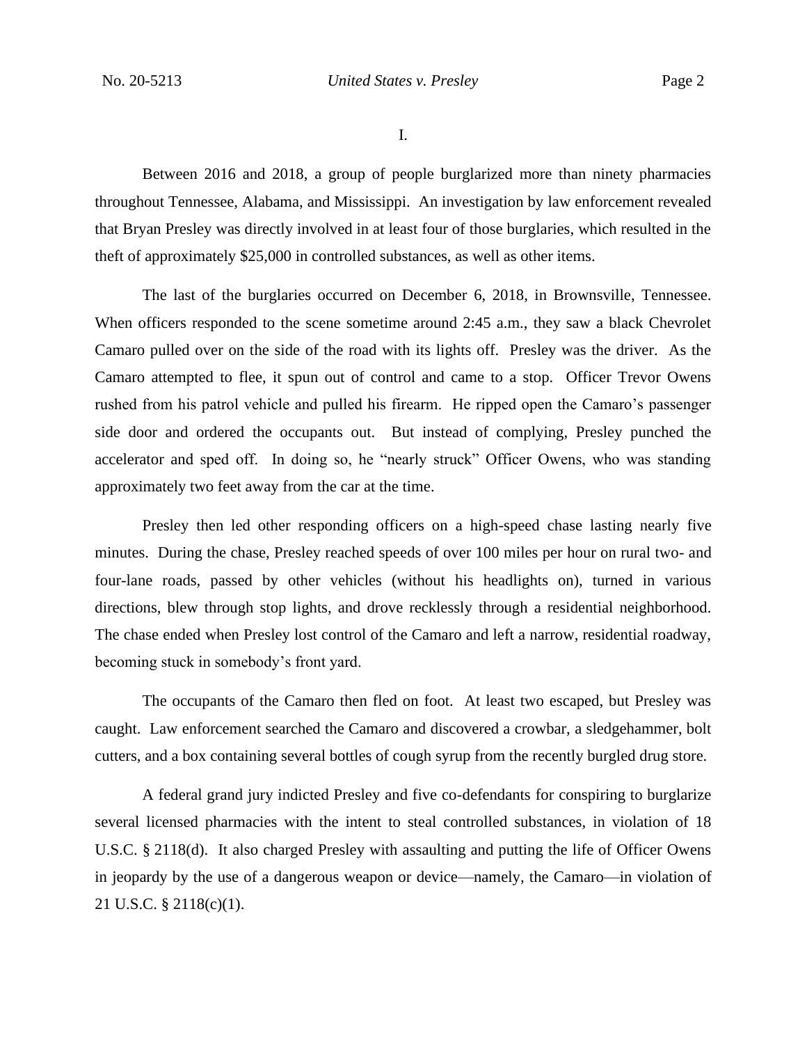I.

Between 2016 and 2018, a group of people burglarized more than ninety pharmacies throughout Tennessee, Alabama, and Mississippi. An investigation by law enforcement revealed that Bryan Presley was directly involved in at least four of those burglaries, which resulted in the theft of approximately $25,000 in controlled substances, as well as other items.

The last of the burglaries occurred on December 6, 2018, in Brownsville, Tennessee. When officers responded to the scene sometime around 2:45 a.m., they saw a black Chevrolet Camaro pulled over on the side of the road with its lights off. Presley was the driver. As the Camaro attempted to flee, it spun out of control and came to a stop. Officer Trevor Owens rushed from his patrol vehicle and pulled his firearm. He ripped open the Camaro's passenger side door and ordered the occupants out. But instead of complying, Presley punched the accelerator and sped off. In doing so, he "nearly struck" Officer Owens, who was standing approximately two feet away from the car at the time.

Presley then led other responding officers on a high-speed chase lasting nearly five minutes. During the chase, Presley reached speeds of over 100 miles per hour on rural two- and four-lane roads, passed by other vehicles (without his headlights on), turned in various directions, blew through stop lights, and drove recklessly through a residential neighborhood. The chase ended when Presley lost control of the Camaro and left a narrow, residential roadway, becoming stuck in somebody's front yard.

The occupants of the Camaro then fled on foot. At least two escaped, but Presley was caught. Law enforcement searched the Camaro and discovered a crowbar, a sledgehammer, bolt cutters, and a box containing several bottles of cough syrup from the recently burgled drug store.

A federal grand jury indicted Presley and five co-defendants for conspiring to burglarize several licensed pharmacies with the intent to steal controlled substances, in violation of 18 U.S.C. § 2118(d). It also charged Presley with assaulting and putting the life of Officer Owens in jeopardy by the use of a dangerous weapon or device—namely, the Camaro—in violation of 21 U.S.C. § 2118(c)(1).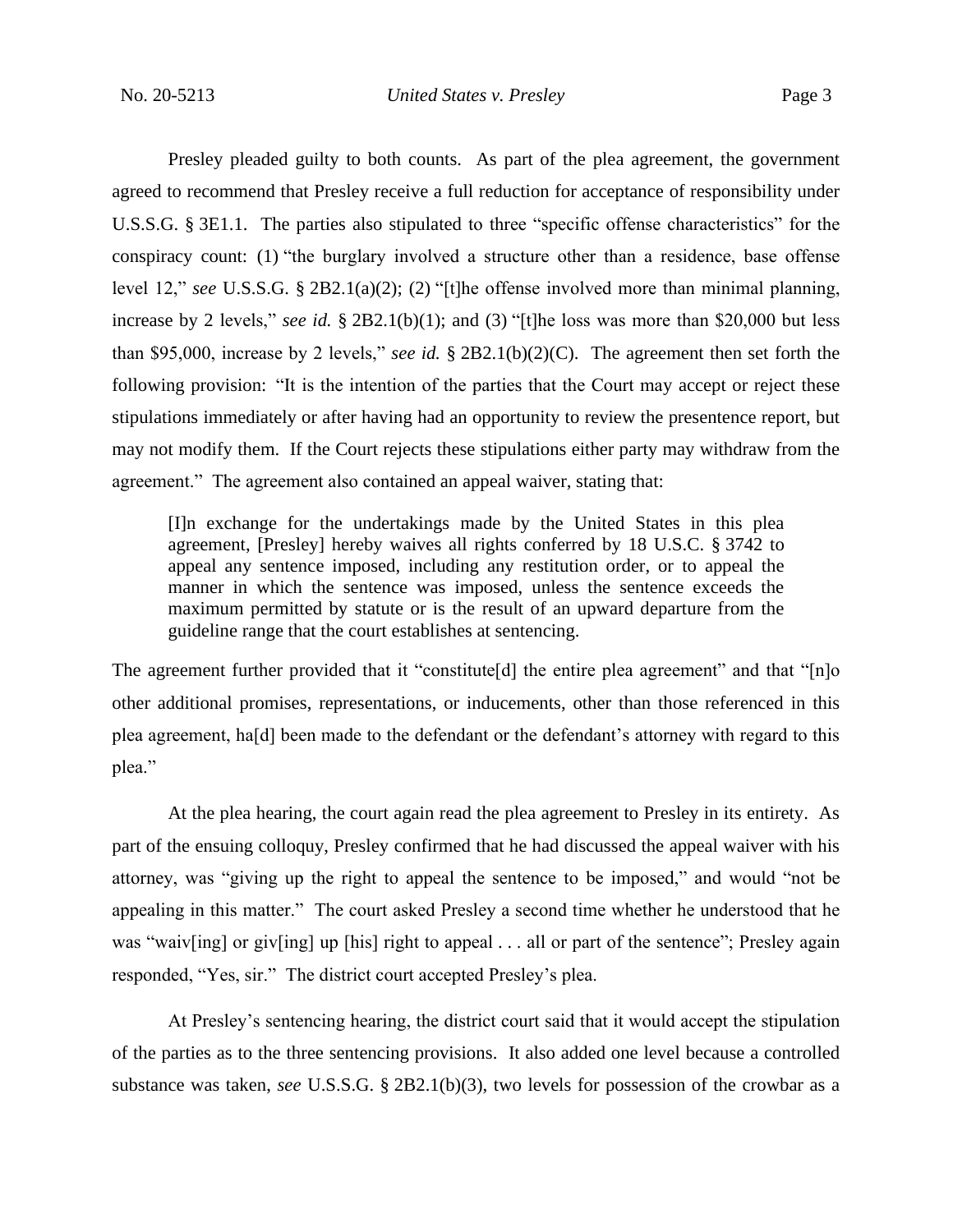Presley pleaded guilty to both counts. As part of the plea agreement, the government agreed to recommend that Presley receive a full reduction for acceptance of responsibility under U.S.S.G. § 3E1.1. The parties also stipulated to three "specific offense characteristics" for the conspiracy count: (1) "the burglary involved a structure other than a residence, base offense level 12," *see* U.S.S.G. § 2B2.1(a)(2); (2) "[t]he offense involved more than minimal planning, increase by 2 levels," *see id.* § 2B2.1(b)(1); and (3) "[t]he loss was more than $20,000 but less than $95,000, increase by 2 levels," *see id.* § 2B2.1(b)(2)(C). The agreement then set forth the following provision: "It is the intention of the parties that the Court may accept or reject these stipulations immediately or after having had an opportunity to review the presentence report, but may not modify them. If the Court rejects these stipulations either party may withdraw from the agreement." The agreement also contained an appeal waiver, stating that:

> [I]n exchange for the undertakings made by the United States in this plea agreement, [Presley] hereby waives all rights conferred by 18 U.S.C. § 3742 to appeal any sentence imposed, including any restitution order, or to appeal the manner in which the sentence was imposed, unless the sentence exceeds the maximum permitted by statute or is the result of an upward departure from the guideline range that the court establishes at sentencing.

The agreement further provided that it "constitute[d] the entire plea agreement" and that "[n]o other additional promises, representations, or inducements, other than those referenced in this plea agreement, ha[d] been made to the defendant or the defendant's attorney with regard to this plea."

At the plea hearing, the court again read the plea agreement to Presley in its entirety. As part of the ensuing colloquy, Presley confirmed that he had discussed the appeal waiver with his attorney, was "giving up the right to appeal the sentence to be imposed," and would "not be appealing in this matter." The court asked Presley a second time whether he understood that he was "waiv[ing] or giv[ing] up [his] right to appeal . . . all or part of the sentence"; Presley again responded, "Yes, sir." The district court accepted Presley's plea.

At Presley's sentencing hearing, the district court said that it would accept the stipulation of the parties as to the three sentencing provisions. It also added one level because a controlled substance was taken, *see* U.S.S.G. § 2B2.1(b)(3), two levels for possession of the crowbar as a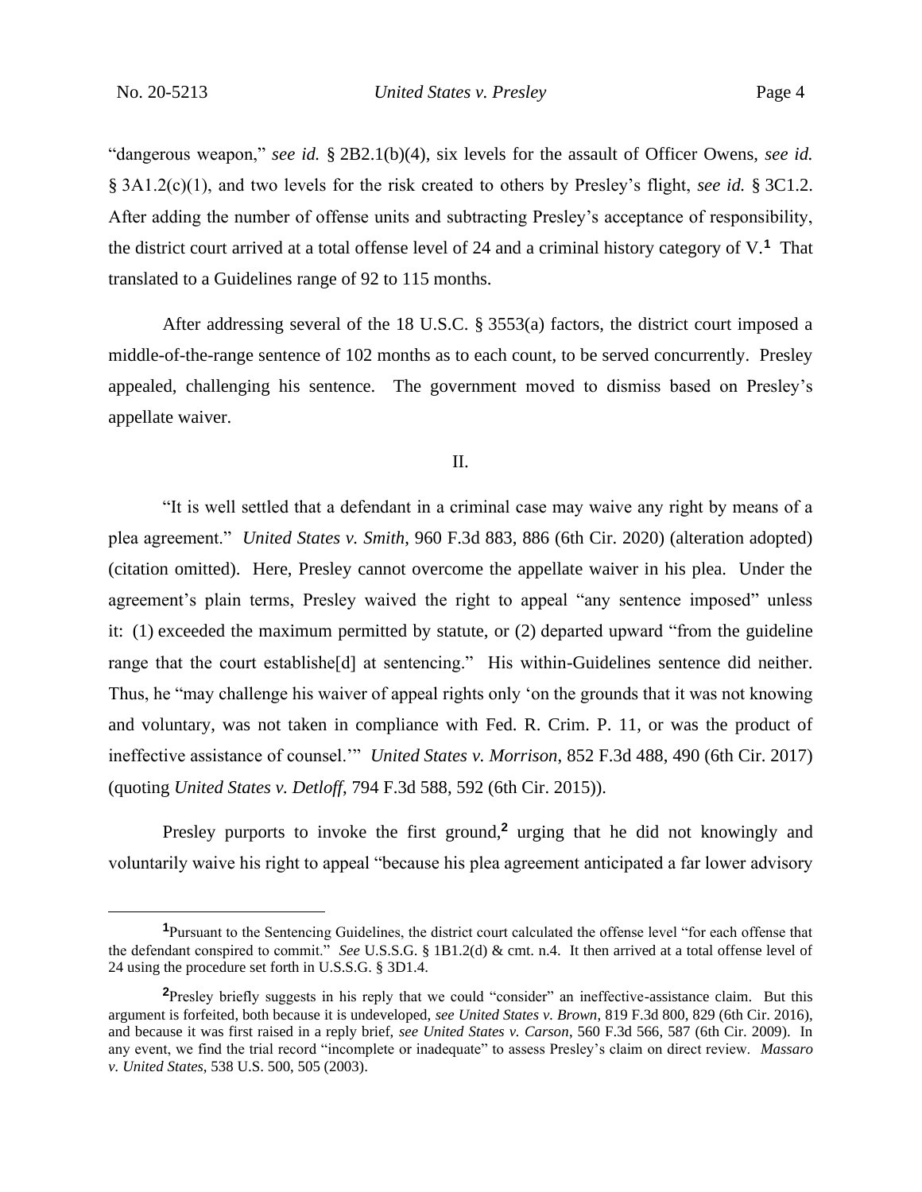"dangerous weapon," *see id.* § 2B2.1(b)(4), six levels for the assault of Officer Owens, *see id.* § 3A1.2(c)(1), and two levels for the risk created to others by Presley's flight, *see id.* § 3C1.2. After adding the number of offense units and subtracting Presley's acceptance of responsibility, the district court arrived at a total offense level of 24 and a criminal history category of V.[1] That translated to a Guidelines range of 92 to 115 months.

After addressing several of the 18 U.S.C. § 3553(a) factors, the district court imposed a middle-of-the-range sentence of 102 months as to each count, to be served concurrently. Presley appealed, challenging his sentence. The government moved to dismiss based on Presley's appellate waiver.

## II.

"It is well settled that a defendant in a criminal case may waive any right by means of a plea agreement." *United States v. Smith*, 960 F.3d 883, 886 (6th Cir. 2020) (alteration adopted) (citation omitted). Here, Presley cannot overcome the appellate waiver in his plea. Under the agreement's plain terms, Presley waived the right to appeal "any sentence imposed" unless it: (1) exceeded the maximum permitted by statute, or (2) departed upward "from the guideline range that the court establishe[d] at sentencing." His within-Guidelines sentence did neither. Thus, he "may challenge his waiver of appeal rights only 'on the grounds that it was not knowing and voluntary, was not taken in compliance with Fed. R. Crim. P. 11, or was the product of ineffective assistance of counsel.'" *United States v. Morrison*, 852 F.3d 488, 490 (6th Cir. 2017) (quoting *United States v. Detloff*, 794 F.3d 588, 592 (6th Cir. 2015)).

Presley purports to invoke the first ground,[2] urging that he did not knowingly and voluntarily waive his right to appeal "because his plea agreement anticipated a far lower advisory

---

[1] Pursuant to the Sentencing Guidelines, the district court calculated the offense level "for each offense that the defendant conspired to commit." *See* U.S.S.G. § 1B1.2(d) & cmt. n.4. It then arrived at a total offense level of 24 using the procedure set forth in U.S.S.G. § 3D1.4.

[2] Presley briefly suggests in his reply that we could "consider" an ineffective-assistance claim. But this argument is forfeited, both because it is undeveloped, *see United States v. Brown*, 819 F.3d 800, 829 (6th Cir. 2016), and because it was first raised in a reply brief, *see United States v. Carson*, 560 F.3d 566, 587 (6th Cir. 2009). In any event, we find the trial record "incomplete or inadequate" to assess Presley's claim on direct review. *Massaro v. United States*, 538 U.S. 500, 505 (2003).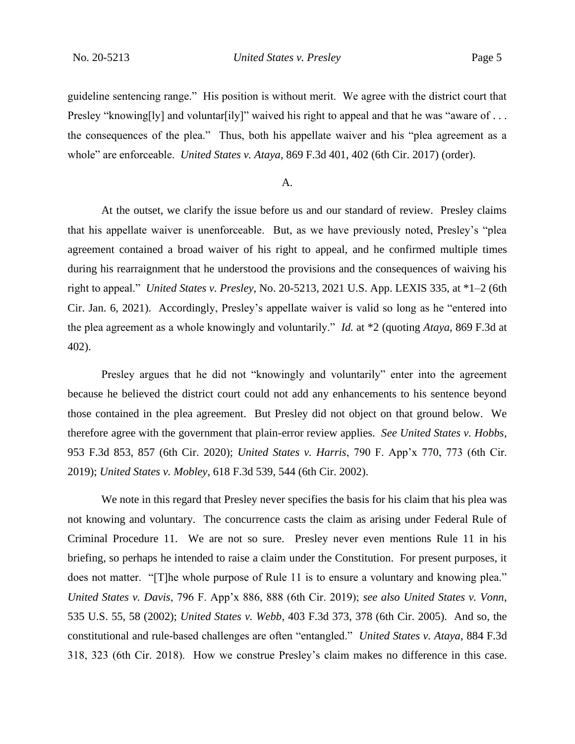guideline sentencing range." His position is without merit. We agree with the district court that Presley "knowing[ly] and voluntar[ily]" waived his right to appeal and that he was "aware of . . . the consequences of the plea." Thus, both his appellate waiver and his "plea agreement as a whole" are enforceable. *United States v. Ataya*, 869 F.3d 401, 402 (6th Cir. 2017) (order).

A.

At the outset, we clarify the issue before us and our standard of review. Presley claims that his appellate waiver is unenforceable. But, as we have previously noted, Presley's "plea agreement contained a broad waiver of his right to appeal, and he confirmed multiple times during his rearraignment that he understood the provisions and the consequences of waiving his right to appeal." *United States v. Presley*, No. 20-5213, 2021 U.S. App. LEXIS 335, at *1–2 (6th Cir. Jan. 6, 2021). Accordingly, Presley's appellate waiver is valid so long as he "entered into the plea agreement as a whole knowingly and voluntarily." *Id.* at *2 (quoting *Ataya*, 869 F.3d at 402).

Presley argues that he did not "knowingly and voluntarily" enter into the agreement because he believed the district court could not add any enhancements to his sentence beyond those contained in the plea agreement. But Presley did not object on that ground below. We therefore agree with the government that plain-error review applies. *See United States v. Hobbs*, 953 F.3d 853, 857 (6th Cir. 2020); *United States v. Harris*, 790 F. App'x 770, 773 (6th Cir. 2019); *United States v. Mobley*, 618 F.3d 539, 544 (6th Cir. 2002).

We note in this regard that Presley never specifies the basis for his claim that his plea was not knowing and voluntary. The concurrence casts the claim as arising under Federal Rule of Criminal Procedure 11. We are not so sure. Presley never even mentions Rule 11 in his briefing, so perhaps he intended to raise a claim under the Constitution. For present purposes, it does not matter. "[T]he whole purpose of Rule 11 is to ensure a voluntary and knowing plea." *United States v. Davis*, 796 F. App'x 886, 888 (6th Cir. 2019); *see also United States v. Vonn*, 535 U.S. 55, 58 (2002); *United States v. Webb*, 403 F.3d 373, 378 (6th Cir. 2005). And so, the constitutional and rule-based challenges are often "entangled." *United States v. Ataya*, 884 F.3d 318, 323 (6th Cir. 2018). How we construe Presley's claim makes no difference in this case.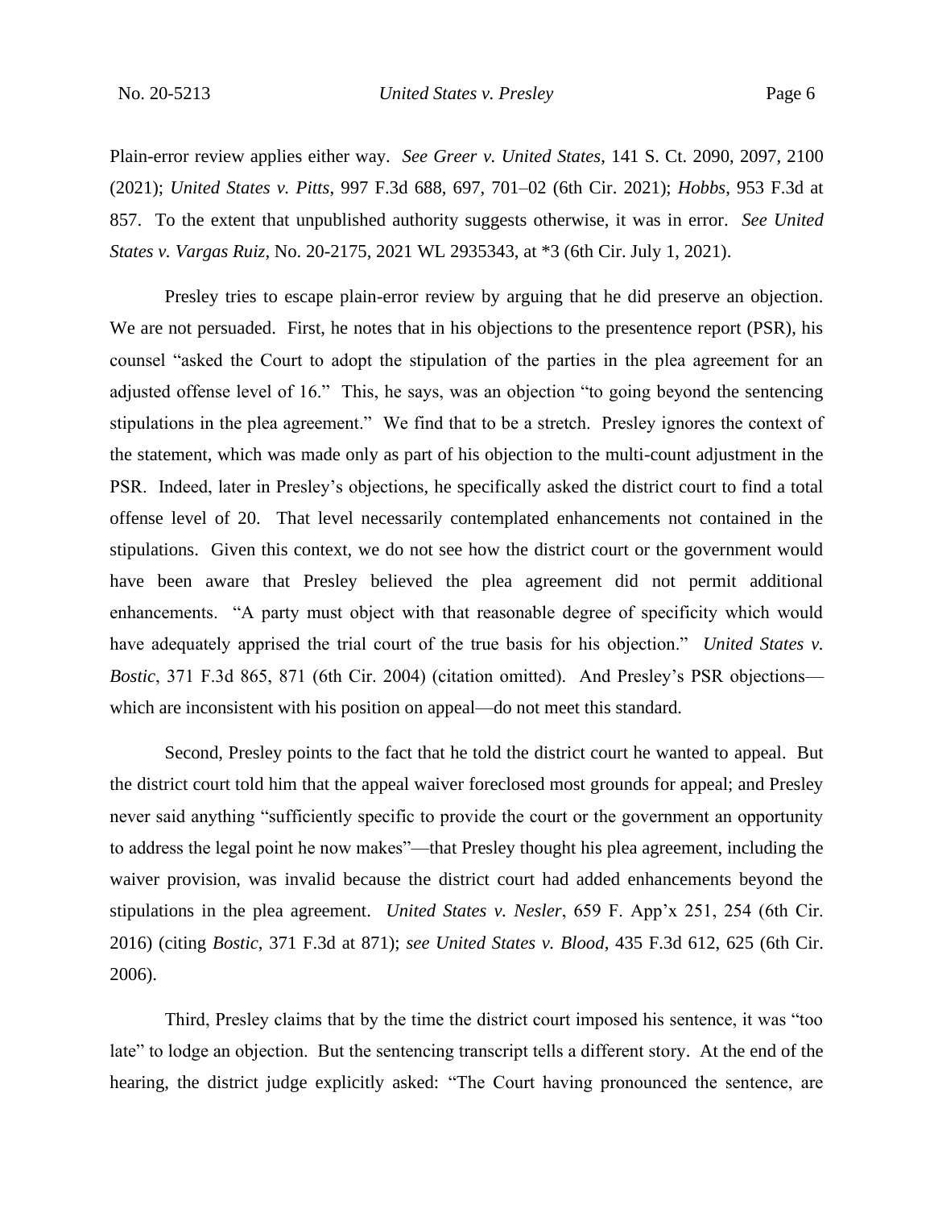Plain-error review applies either way. *See Greer v. United States*, 141 S. Ct. 2090, 2097, 2100 (2021); *United States v. Pitts*, 997 F.3d 688, 697, 701–02 (6th Cir. 2021); *Hobbs*, 953 F.3d at 857. To the extent that unpublished authority suggests otherwise, it was in error. *See United States v. Vargas Ruiz*, No. 20-2175, 2021 WL 2935343, at *3 (6th Cir. July 1, 2021).

Presley tries to escape plain-error review by arguing that he did preserve an objection. We are not persuaded. First, he notes that in his objections to the presentence report (PSR), his counsel "asked the Court to adopt the stipulation of the parties in the plea agreement for an adjusted offense level of 16." This, he says, was an objection "to going beyond the sentencing stipulations in the plea agreement." We find that to be a stretch. Presley ignores the context of the statement, which was made only as part of his objection to the multi-count adjustment in the PSR. Indeed, later in Presley's objections, he specifically asked the district court to find a total offense level of 20. That level necessarily contemplated enhancements not contained in the stipulations. Given this context, we do not see how the district court or the government would have been aware that Presley believed the plea agreement did not permit additional enhancements. "A party must object with that reasonable degree of specificity which would have adequately apprised the trial court of the true basis for his objection." *United States v. Bostic*, 371 F.3d 865, 871 (6th Cir. 2004) (citation omitted). And Presley's PSR objections—which are inconsistent with his position on appeal—do not meet this standard.

Second, Presley points to the fact that he told the district court he wanted to appeal. But the district court told him that the appeal waiver foreclosed most grounds for appeal; and Presley never said anything "sufficiently specific to provide the court or the government an opportunity to address the legal point he now makes"—that Presley thought his plea agreement, including the waiver provision, was invalid because the district court had added enhancements beyond the stipulations in the plea agreement. *United States v. Nesler*, 659 F. App'x 251, 254 (6th Cir. 2016) (citing *Bostic*, 371 F.3d at 871); *see United States v. Blood*, 435 F.3d 612, 625 (6th Cir. 2006).

Third, Presley claims that by the time the district court imposed his sentence, it was "too late" to lodge an objection. But the sentencing transcript tells a different story. At the end of the hearing, the district judge explicitly asked: "The Court having pronounced the sentence, are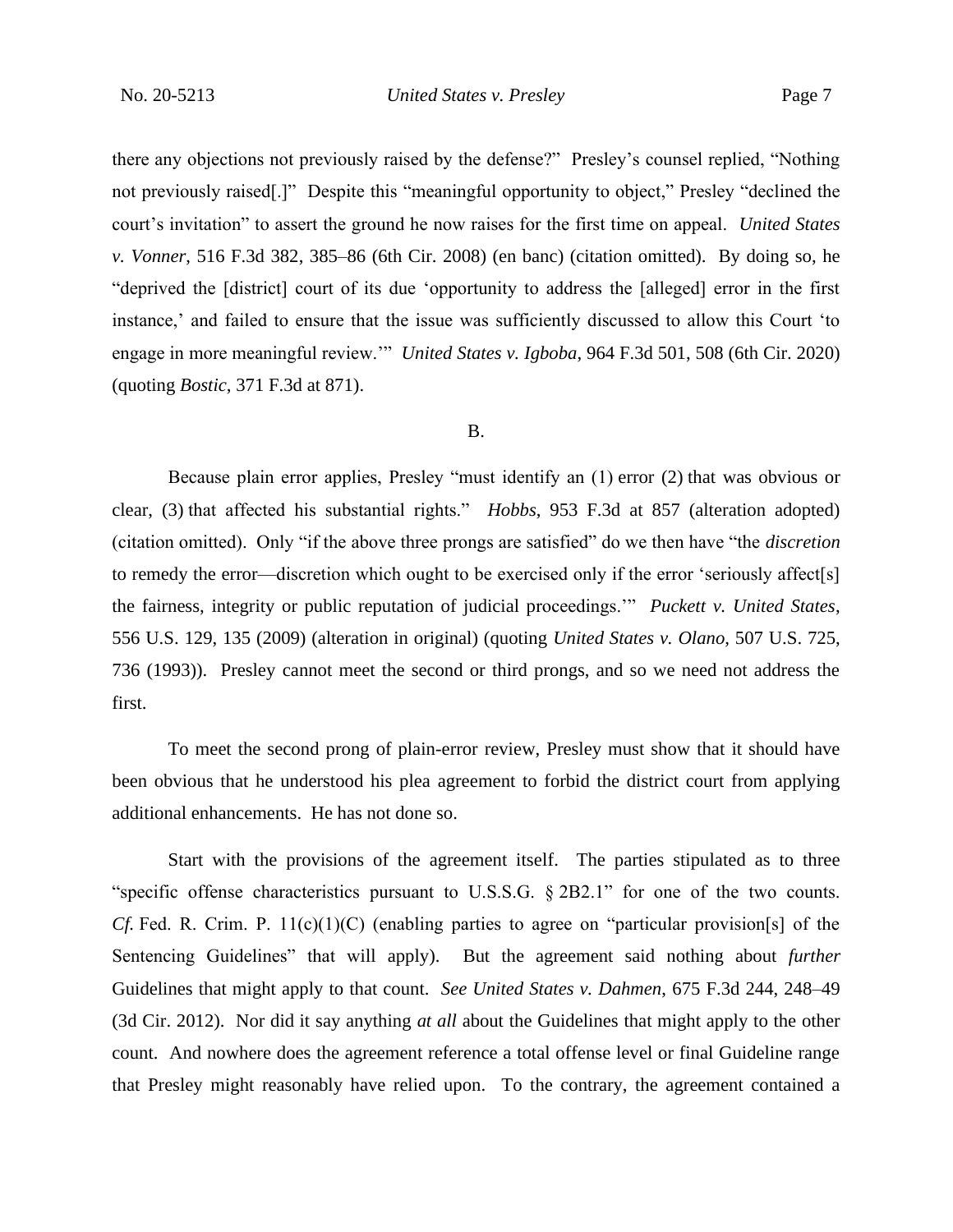there any objections not previously raised by the defense?" Presley's counsel replied, "Nothing not previously raised[.]" Despite this "meaningful opportunity to object," Presley "declined the court's invitation" to assert the ground he now raises for the first time on appeal. *United States v. Vonner*, 516 F.3d 382, 385–86 (6th Cir. 2008) (en banc) (citation omitted). By doing so, he "deprived the [district] court of its due 'opportunity to address the [alleged] error in the first instance,' and failed to ensure that the issue was sufficiently discussed to allow this Court 'to engage in more meaningful review.'" *United States v. Igboba*, 964 F.3d 501, 508 (6th Cir. 2020) (quoting *Bostic*, 371 F.3d at 871).

B.

Because plain error applies, Presley "must identify an (1) error (2) that was obvious or clear, (3) that affected his substantial rights." *Hobbs*, 953 F.3d at 857 (alteration adopted) (citation omitted). Only "if the above three prongs are satisfied" do we then have "the *discretion* to remedy the error—discretion which ought to be exercised only if the error 'seriously affect[s] the fairness, integrity or public reputation of judicial proceedings.'" *Puckett v. United States*, 556 U.S. 129, 135 (2009) (alteration in original) (quoting *United States v. Olano*, 507 U.S. 725, 736 (1993)). Presley cannot meet the second or third prongs, and so we need not address the first.

To meet the second prong of plain-error review, Presley must show that it should have been obvious that he understood his plea agreement to forbid the district court from applying additional enhancements. He has not done so.

Start with the provisions of the agreement itself. The parties stipulated as to three "specific offense characteristics pursuant to U.S.S.G. § 2B2.1" for one of the two counts. *Cf.* Fed. R. Crim. P. 11(c)(1)(C) (enabling parties to agree on "particular provision[s] of the Sentencing Guidelines" that will apply). But the agreement said nothing about *further* Guidelines that might apply to that count. *See United States v. Dahmen*, 675 F.3d 244, 248–49 (3d Cir. 2012). Nor did it say anything *at all* about the Guidelines that might apply to the other count. And nowhere does the agreement reference a total offense level or final Guideline range that Presley might reasonably have relied upon. To the contrary, the agreement contained a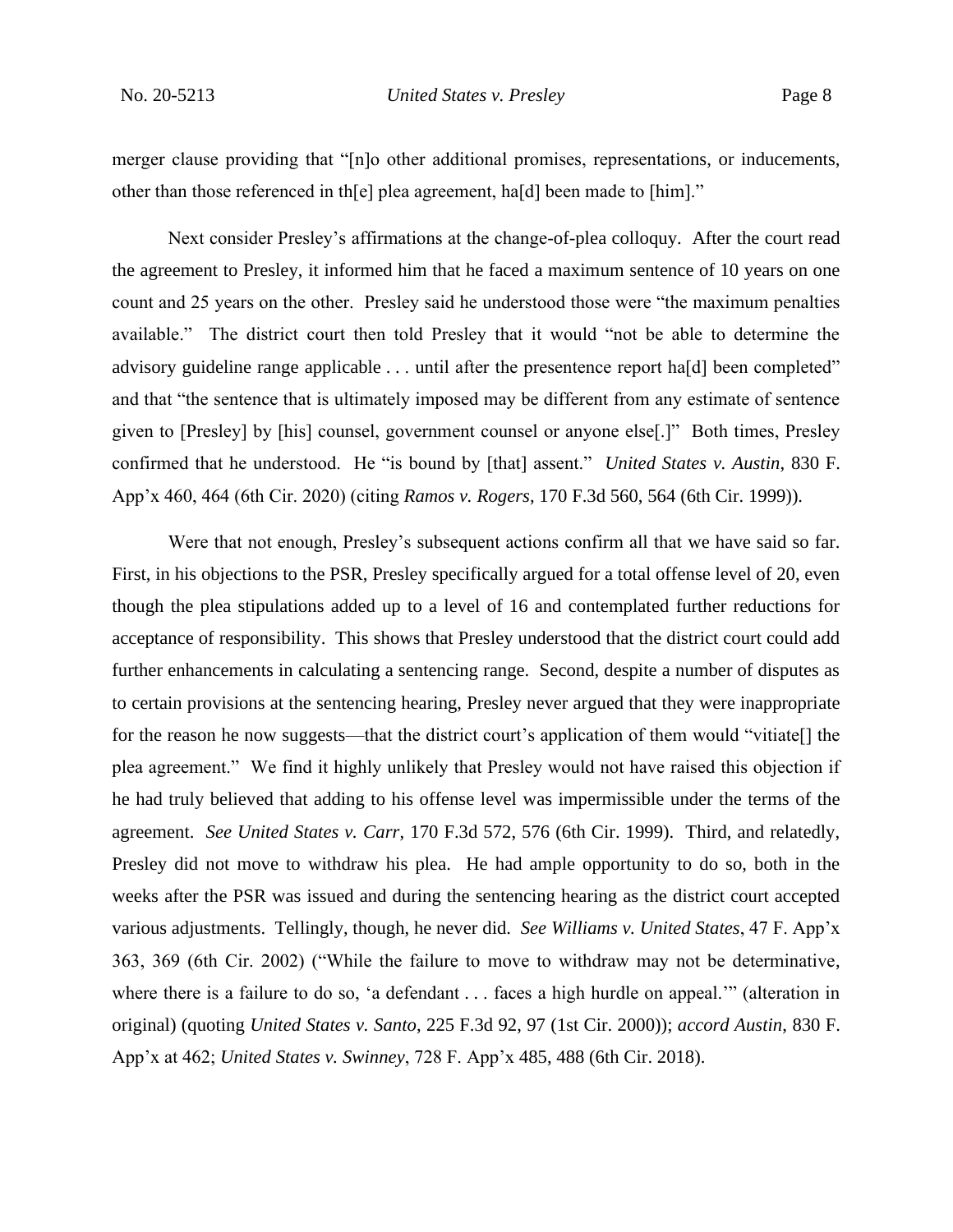merger clause providing that "[n]o other additional promises, representations, or inducements, other than those referenced in th[e] plea agreement, ha[d] been made to [him]."

Next consider Presley's affirmations at the change-of-plea colloquy. After the court read the agreement to Presley, it informed him that he faced a maximum sentence of 10 years on one count and 25 years on the other. Presley said he understood those were "the maximum penalties available." The district court then told Presley that it would "not be able to determine the advisory guideline range applicable . . . until after the presentence report ha[d] been completed" and that "the sentence that is ultimately imposed may be different from any estimate of sentence given to [Presley] by [his] counsel, government counsel or anyone else[.]" Both times, Presley confirmed that he understood. He "is bound by [that] assent." *United States v. Austin*, 830 F. App'x 460, 464 (6th Cir. 2020) (citing *Ramos v. Rogers*, 170 F.3d 560, 564 (6th Cir. 1999)).

Were that not enough, Presley's subsequent actions confirm all that we have said so far. First, in his objections to the PSR, Presley specifically argued for a total offense level of 20, even though the plea stipulations added up to a level of 16 and contemplated further reductions for acceptance of responsibility. This shows that Presley understood that the district court could add further enhancements in calculating a sentencing range. Second, despite a number of disputes as to certain provisions at the sentencing hearing, Presley never argued that they were inappropriate for the reason he now suggests—that the district court's application of them would "vitiate[] the plea agreement." We find it highly unlikely that Presley would not have raised this objection if he had truly believed that adding to his offense level was impermissible under the terms of the agreement. *See United States v. Carr*, 170 F.3d 572, 576 (6th Cir. 1999). Third, and relatedly, Presley did not move to withdraw his plea. He had ample opportunity to do so, both in the weeks after the PSR was issued and during the sentencing hearing as the district court accepted various adjustments. Tellingly, though, he never did. *See Williams v. United States*, 47 F. App'x 363, 369 (6th Cir. 2002) ("While the failure to move to withdraw may not be determinative, where there is a failure to do so, 'a defendant . . . faces a high hurdle on appeal.'" (alteration in original) (quoting *United States v. Santo*, 225 F.3d 92, 97 (1st Cir. 2000)); *accord Austin*, 830 F. App'x at 462; *United States v. Swinney*, 728 F. App'x 485, 488 (6th Cir. 2018).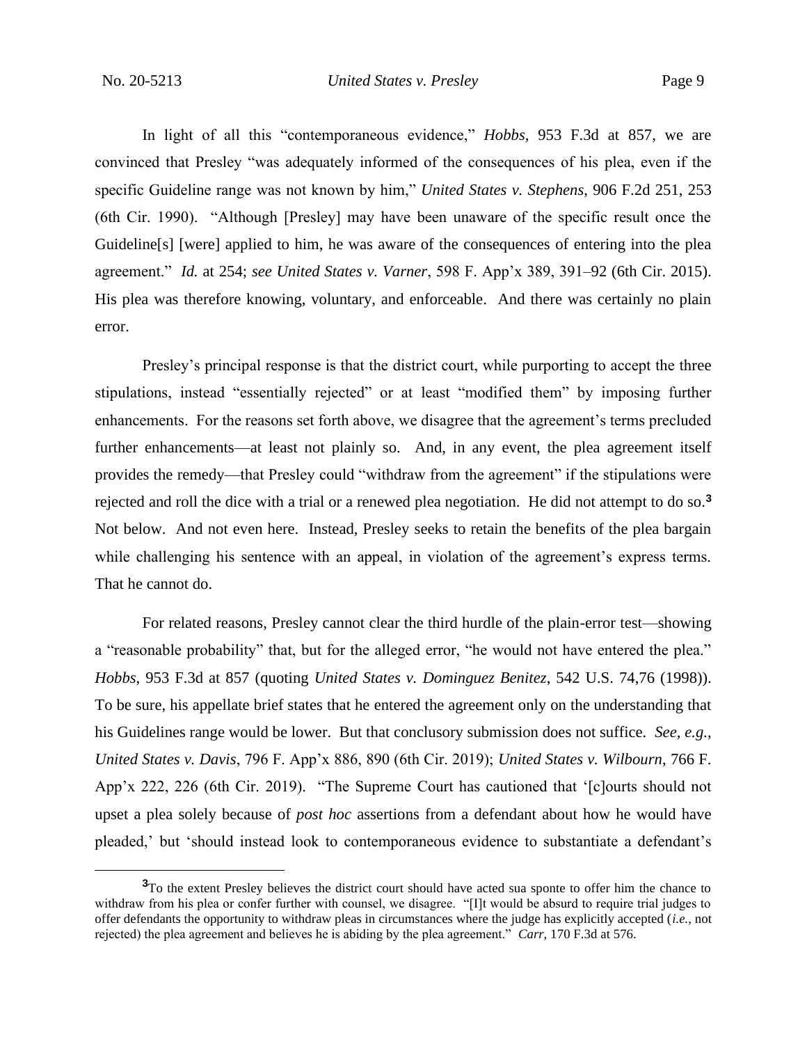In light of all this "contemporaneous evidence," *Hobbs*, 953 F.3d at 857, we are convinced that Presley "was adequately informed of the consequences of his plea, even if the specific Guideline range was not known by him," *United States v. Stephens*, 906 F.2d 251, 253 (6th Cir. 1990). "Although [Presley] may have been unaware of the specific result once the Guideline[s] [were] applied to him, he was aware of the consequences of entering into the plea agreement." *Id.* at 254; *see United States v. Varner*, 598 F. App'x 389, 391–92 (6th Cir. 2015). His plea was therefore knowing, voluntary, and enforceable. And there was certainly no plain error.

Presley's principal response is that the district court, while purporting to accept the three stipulations, instead "essentially rejected" or at least "modified them" by imposing further enhancements. For the reasons set forth above, we disagree that the agreement's terms precluded further enhancements—at least not plainly so. And, in any event, the plea agreement itself provides the remedy—that Presley could "withdraw from the agreement" if the stipulations were rejected and roll the dice with a trial or a renewed plea negotiation. He did not attempt to do so.[3] Not below. And not even here. Instead, Presley seeks to retain the benefits of the plea bargain while challenging his sentence with an appeal, in violation of the agreement's express terms. That he cannot do.

For related reasons, Presley cannot clear the third hurdle of the plain-error test—showing a "reasonable probability" that, but for the alleged error, "he would not have entered the plea." *Hobbs*, 953 F.3d at 857 (quoting *United States v. Dominguez Benitez*, 542 U.S. 74,76 (1998)). To be sure, his appellate brief states that he entered the agreement only on the understanding that his Guidelines range would be lower. But that conclusory submission does not suffice. *See, e.g.*, *United States v. Davis*, 796 F. App'x 886, 890 (6th Cir. 2019); *United States v. Wilbourn*, 766 F. App'x 222, 226 (6th Cir. 2019). "The Supreme Court has cautioned that '[c]ourts should not upset a plea solely because of *post hoc* assertions from a defendant about how he would have pleaded,' but 'should instead look to contemporaneous evidence to substantiate a defendant's

[3] To the extent Presley believes the district court should have acted sua sponte to offer him the chance to withdraw from his plea or confer further with counsel, we disagree. "[I]t would be absurd to require trial judges to offer defendants the opportunity to withdraw pleas in circumstances where the judge has explicitly accepted (*i.e.*, not rejected) the plea agreement and believes he is abiding by the plea agreement." *Carr*, 170 F.3d at 576.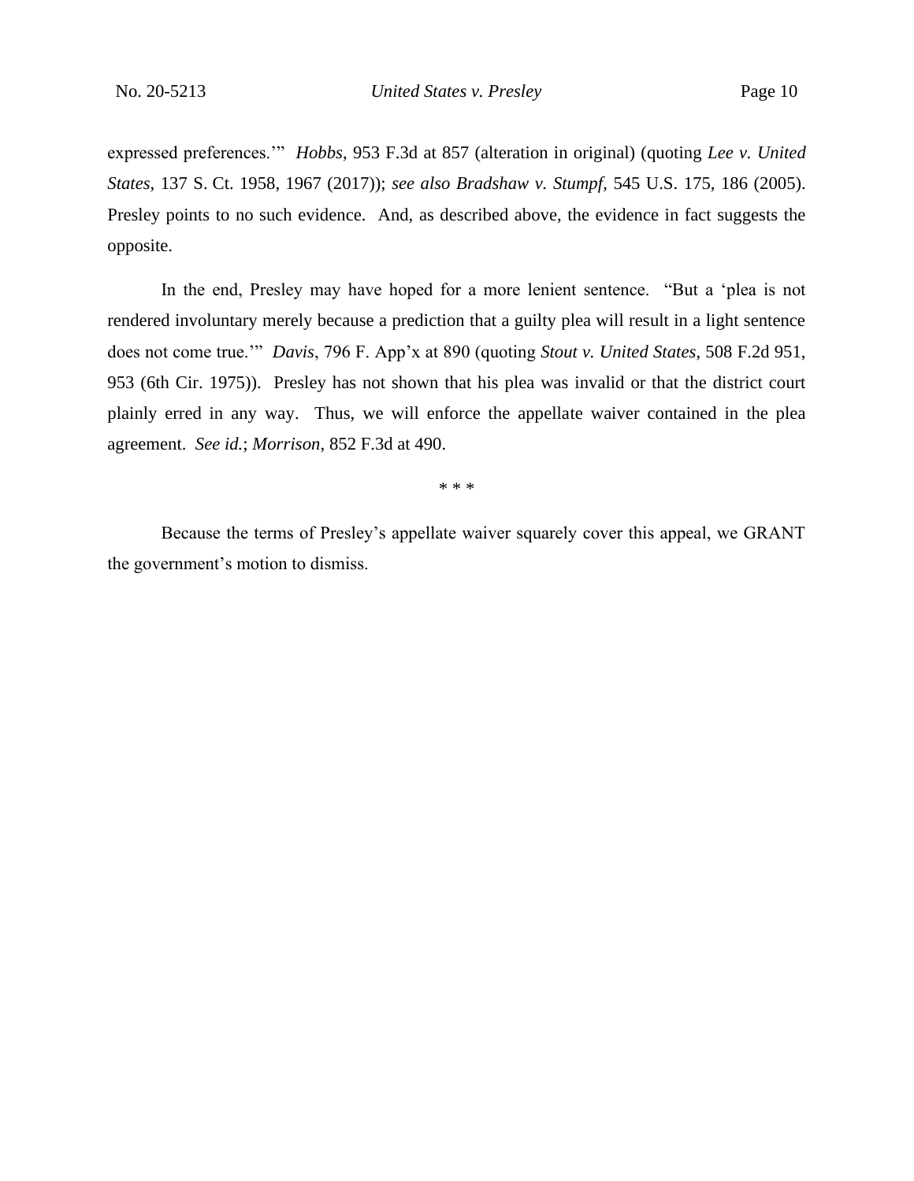expressed preferences.'" *Hobbs*, 953 F.3d at 857 (alteration in original) (quoting *Lee v. United States*, 137 S. Ct. 1958, 1967 (2017)); *see also Bradshaw v. Stumpf*, 545 U.S. 175, 186 (2005). Presley points to no such evidence. And, as described above, the evidence in fact suggests the opposite.

In the end, Presley may have hoped for a more lenient sentence. "But a 'plea is not rendered involuntary merely because a prediction that a guilty plea will result in a light sentence does not come true.'" *Davis*, 796 F. App'x at 890 (quoting *Stout v. United States*, 508 F.2d 951, 953 (6th Cir. 1975)). Presley has not shown that his plea was invalid or that the district court plainly erred in any way. Thus, we will enforce the appellate waiver contained in the plea agreement. *See id.*; *Morrison*, 852 F.3d at 490.

\* \* \*

Because the terms of Presley's appellate waiver squarely cover this appeal, we GRANT the government's motion to dismiss.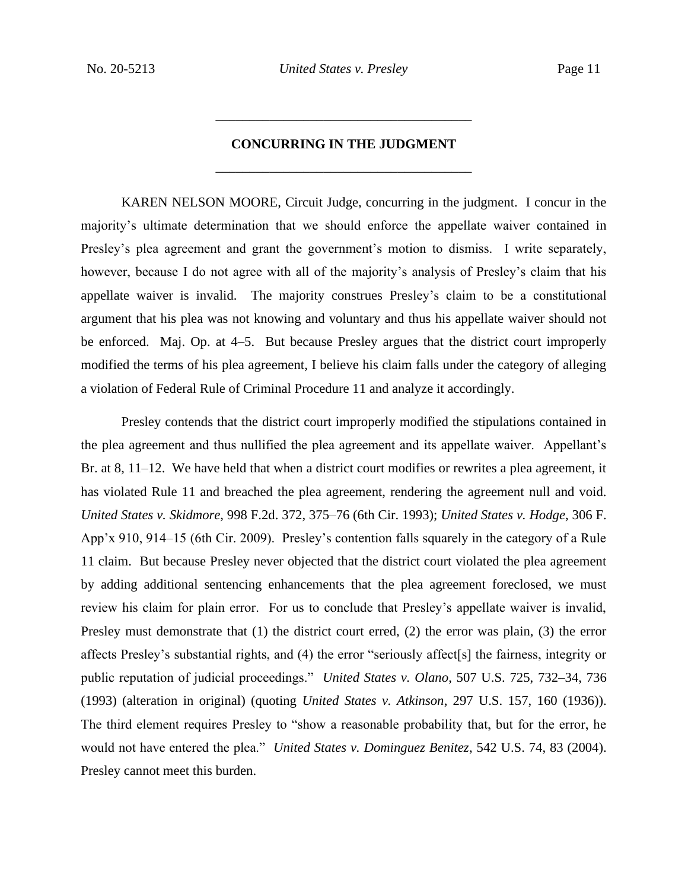## CONCURRING IN THE JUDGMENT

KAREN NELSON MOORE, Circuit Judge, concurring in the judgment. I concur in the majority's ultimate determination that we should enforce the appellate waiver contained in Presley's plea agreement and grant the government's motion to dismiss. I write separately, however, because I do not agree with all of the majority's analysis of Presley's claim that his appellate waiver is invalid. The majority construes Presley's claim to be a constitutional argument that his plea was not knowing and voluntary and thus his appellate waiver should not be enforced. Maj. Op. at 4–5. But because Presley argues that the district court improperly modified the terms of his plea agreement, I believe his claim falls under the category of alleging a violation of Federal Rule of Criminal Procedure 11 and analyze it accordingly.

Presley contends that the district court improperly modified the stipulations contained in the plea agreement and thus nullified the plea agreement and its appellate waiver. Appellant's Br. at 8, 11–12. We have held that when a district court modifies or rewrites a plea agreement, it has violated Rule 11 and breached the plea agreement, rendering the agreement null and void. *United States v. Skidmore*, 998 F.2d. 372, 375–76 (6th Cir. 1993); *United States v. Hodge*, 306 F. App'x 910, 914–15 (6th Cir. 2009). Presley's contention falls squarely in the category of a Rule 11 claim. But because Presley never objected that the district court violated the plea agreement by adding additional sentencing enhancements that the plea agreement foreclosed, we must review his claim for plain error. For us to conclude that Presley's appellate waiver is invalid, Presley must demonstrate that (1) the district court erred, (2) the error was plain, (3) the error affects Presley's substantial rights, and (4) the error "seriously affect[s] the fairness, integrity or public reputation of judicial proceedings." *United States v. Olano*, 507 U.S. 725, 732–34, 736 (1993) (alteration in original) (quoting *United States v. Atkinson*, 297 U.S. 157, 160 (1936)). The third element requires Presley to "show a reasonable probability that, but for the error, he would not have entered the plea." *United States v. Dominguez Benitez*, 542 U.S. 74, 83 (2004). Presley cannot meet this burden.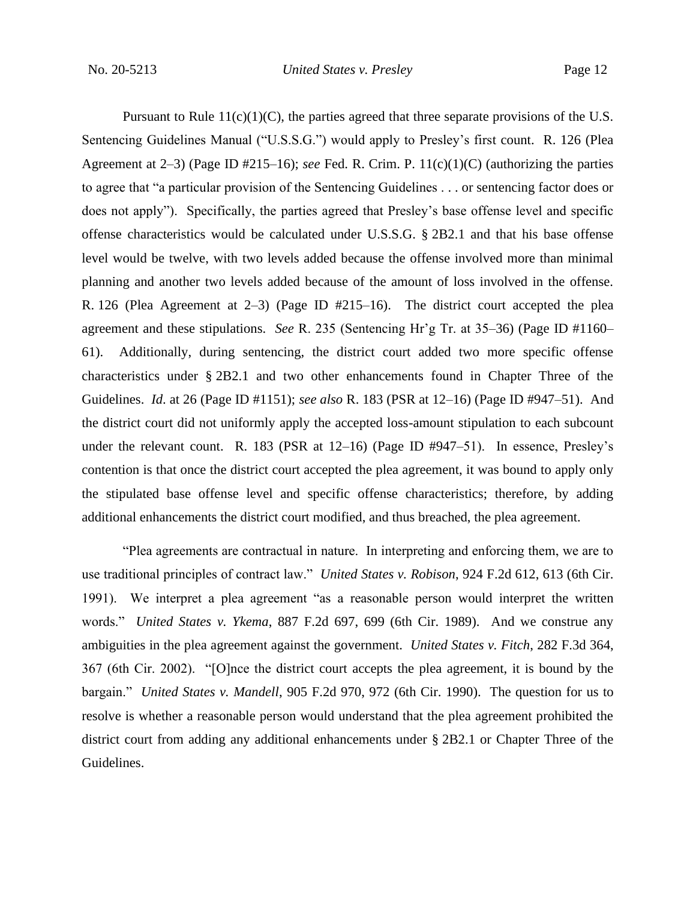Pursuant to Rule 11(c)(1)(C), the parties agreed that three separate provisions of the U.S. Sentencing Guidelines Manual ("U.S.S.G.") would apply to Presley's first count. R. 126 (Plea Agreement at 2–3) (Page ID #215–16); *see* Fed. R. Crim. P. 11(c)(1)(C) (authorizing the parties to agree that "a particular provision of the Sentencing Guidelines . . . or sentencing factor does or does not apply"). Specifically, the parties agreed that Presley's base offense level and specific offense characteristics would be calculated under U.S.S.G. § 2B2.1 and that his base offense level would be twelve, with two levels added because the offense involved more than minimal planning and another two levels added because of the amount of loss involved in the offense. R. 126 (Plea Agreement at 2–3) (Page ID #215–16). The district court accepted the plea agreement and these stipulations. *See* R. 235 (Sentencing Hr'g Tr. at 35–36) (Page ID #1160–61). Additionally, during sentencing, the district court added two more specific offense characteristics under § 2B2.1 and two other enhancements found in Chapter Three of the Guidelines. *Id*. at 26 (Page ID #1151); *see also* R. 183 (PSR at 12–16) (Page ID #947–51). And the district court did not uniformly apply the accepted loss-amount stipulation to each subcount under the relevant count. R. 183 (PSR at 12–16) (Page ID #947–51). In essence, Presley's contention is that once the district court accepted the plea agreement, it was bound to apply only the stipulated base offense level and specific offense characteristics; therefore, by adding additional enhancements the district court modified, and thus breached, the plea agreement.

"Plea agreements are contractual in nature. In interpreting and enforcing them, we are to use traditional principles of contract law." *United States v. Robison*, 924 F.2d 612, 613 (6th Cir. 1991). We interpret a plea agreement "as a reasonable person would interpret the written words." *United States v. Ykema*, 887 F.2d 697, 699 (6th Cir. 1989). And we construe any ambiguities in the plea agreement against the government. *United States v. Fitch*, 282 F.3d 364, 367 (6th Cir. 2002). "[O]nce the district court accepts the plea agreement, it is bound by the bargain." *United States v. Mandell*, 905 F.2d 970, 972 (6th Cir. 1990). The question for us to resolve is whether a reasonable person would understand that the plea agreement prohibited the district court from adding any additional enhancements under § 2B2.1 or Chapter Three of the Guidelines.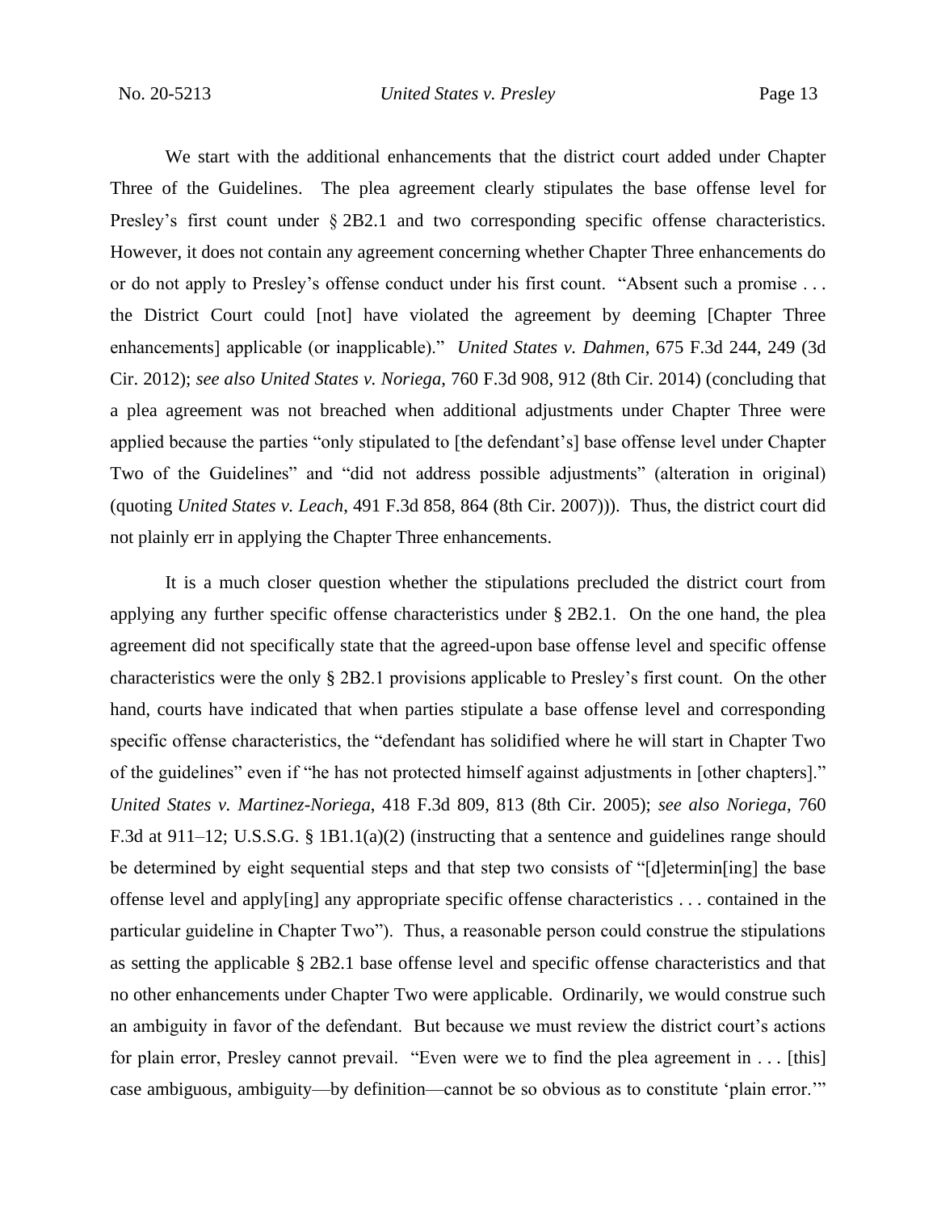We start with the additional enhancements that the district court added under Chapter Three of the Guidelines. The plea agreement clearly stipulates the base offense level for Presley's first count under § 2B2.1 and two corresponding specific offense characteristics. However, it does not contain any agreement concerning whether Chapter Three enhancements do or do not apply to Presley's offense conduct under his first count. "Absent such a promise . . . the District Court could [not] have violated the agreement by deeming [Chapter Three enhancements] applicable (or inapplicable)." *United States v. Dahmen*, 675 F.3d 244, 249 (3d Cir. 2012); *see also United States v. Noriega*, 760 F.3d 908, 912 (8th Cir. 2014) (concluding that a plea agreement was not breached when additional adjustments under Chapter Three were applied because the parties "only stipulated to [the defendant's] base offense level under Chapter Two of the Guidelines" and "did not address possible adjustments" (alteration in original) (quoting *United States v. Leach*, 491 F.3d 858, 864 (8th Cir. 2007))). Thus, the district court did not plainly err in applying the Chapter Three enhancements.

It is a much closer question whether the stipulations precluded the district court from applying any further specific offense characteristics under § 2B2.1. On the one hand, the plea agreement did not specifically state that the agreed-upon base offense level and specific offense characteristics were the only § 2B2.1 provisions applicable to Presley's first count. On the other hand, courts have indicated that when parties stipulate a base offense level and corresponding specific offense characteristics, the "defendant has solidified where he will start in Chapter Two of the guidelines" even if "he has not protected himself against adjustments in [other chapters]." *United States v. Martinez-Noriega*, 418 F.3d 809, 813 (8th Cir. 2005); *see also Noriega*, 760 F.3d at 911–12; U.S.S.G. § 1B1.1(a)(2) (instructing that a sentence and guidelines range should be determined by eight sequential steps and that step two consists of "[d]etermin[ing] the base offense level and apply[ing] any appropriate specific offense characteristics . . . contained in the particular guideline in Chapter Two"). Thus, a reasonable person could construe the stipulations as setting the applicable § 2B2.1 base offense level and specific offense characteristics and that no other enhancements under Chapter Two were applicable. Ordinarily, we would construe such an ambiguity in favor of the defendant. But because we must review the district court's actions for plain error, Presley cannot prevail. "Even were we to find the plea agreement in . . . [this] case ambiguous, ambiguity—by definition—cannot be so obvious as to constitute 'plain error.'"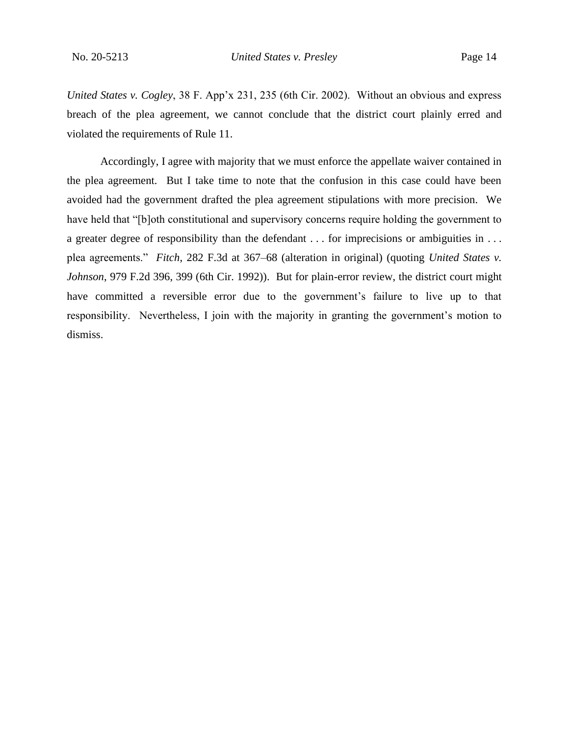*United States v. Cogley*, 38 F. App'x 231, 235 (6th Cir. 2002). Without an obvious and express breach of the plea agreement, we cannot conclude that the district court plainly erred and violated the requirements of Rule 11.

Accordingly, I agree with majority that we must enforce the appellate waiver contained in the plea agreement. But I take time to note that the confusion in this case could have been avoided had the government drafted the plea agreement stipulations with more precision. We have held that "[b]oth constitutional and supervisory concerns require holding the government to a greater degree of responsibility than the defendant . . . for imprecisions or ambiguities in . . . plea agreements." *Fitch*, 282 F.3d at 367–68 (alteration in original) (quoting *United States v. Johnson*, 979 F.2d 396, 399 (6th Cir. 1992)). But for plain-error review, the district court might have committed a reversible error due to the government's failure to live up to that responsibility. Nevertheless, I join with the majority in granting the government's motion to dismiss.